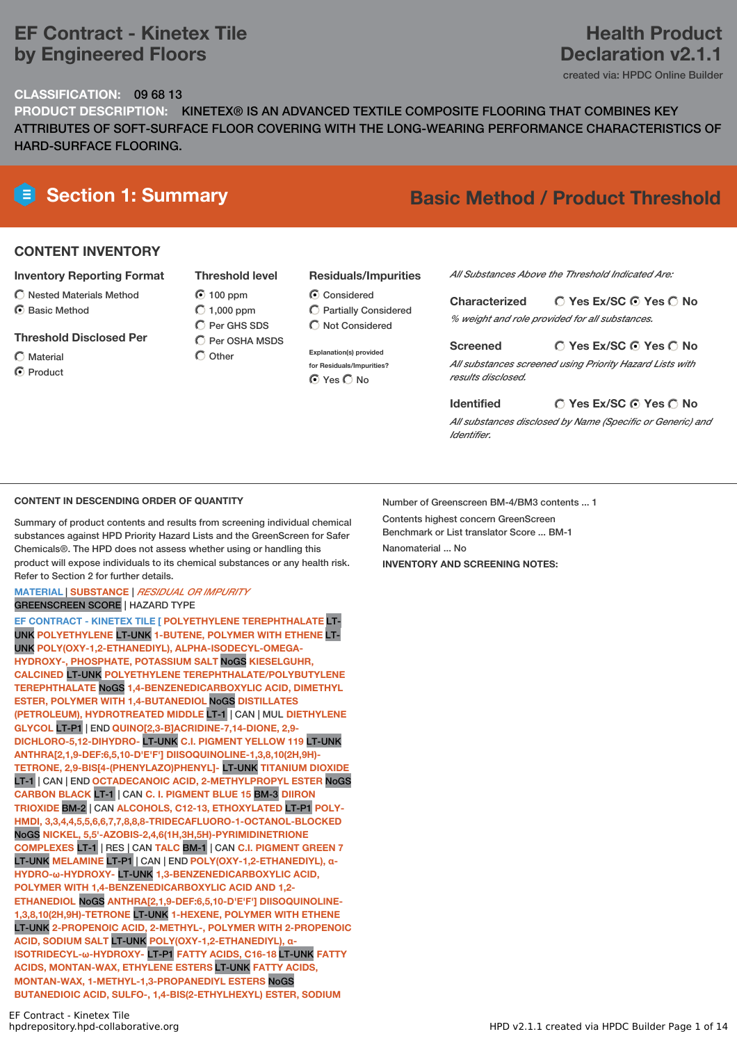# EF Contract - Kinetex Tile by Engineered Floors

# Health Product Declaration v2.1.1

created via: HPDC Online Builder

**CLASSIFICATION:** 09 68 13

**PRODUCT DESCRIPTION:** KINETEX® IS AN ADVANCED TEXTILE COMPOSITE FLOORING THAT COMBINES KEY ATTRIBUTES OF SOFT-SURFACE FLOOR COVERING WITH THE LONG-WEARING PERFORMANCE CHARACTERISTICS OF HARD-SURFACE FLOORING.

## Section 1: Summary

## Basic Method / Product Threshold

### CONTENT INVENTORY

**Inventory Reporting Format**

- ○ Nested Materials Method
- ● Basic Method

**Threshold Disclosed Per**

- ○ Material
- ● Product

**Threshold level**

- ● 100 ppm
- ○ 1,000 ppm
- ○ Per GHS SDS
- ○ Per OSHA MSDS
- ○ Other

**Residuals/Impurities**

- ● Considered
- ○ Partially Considered
- ○ Not Considered

**Explanation(s) provided for Residuals/Impurities?**

● Yes ○ No

*All Substances Above the Threshold Indicated Are:*

**Characterized** ○ Yes Ex/SC ● Yes ○ No

*% weight and role provided for all substances.*

**Screened** ○ Yes Ex/SC ● Yes ○ No

*All substances screened using Priority Hazard Lists with results disclosed.*

**Identified** ○ Yes Ex/SC ● Yes ○ No

*All substances disclosed by Name (Specific or Generic) and Identifier.*

### CONTENT IN DESCENDING ORDER OF QUANTITY

Summary of product contents and results from screening individual chemical substances against HPD Priority Hazard Lists and the GreenScreen for Safer Chemicals®. The HPD does not assess whether using or handling this product will expose individuals to its chemical substances or any health risk. Refer to Section 2 for further details.

MATERIAL | SUBSTANCE | *RESIDUAL OR IMPURITY*
GREENSCREEN SCORE | HAZARD TYPE

**EF CONTRACT - KINETEX TILE [ POLYETHYLENE TEREPHTHALATE** LT-UNK **POLYETHYLENE** LT-UNK **1-BUTENE, POLYMER WITH ETHENE** LT-UNK **POLY(OXY-1,2-ETHANEDIYL), ALPHA-ISODECYL-OMEGA-HYDROXY-, PHOSPHATE, POTASSIUM SALT** NoGS **KIESELGUHR, CALCINED** LT-UNK **POLYETHYLENE TEREPHTHALATE/POLYBUTYLENE TEREPHTHALATE** NoGS **1,4-BENZENEDICARBOXYLIC ACID, DIMETHYL ESTER, POLYMER WITH 1,4-BUTANEDIOL** NoGS **DISTILLATES (PETROLEUM), HYDROTREATED MIDDLE** LT-1 | CAN | MUL **DIETHYLENE GLYCOL** LT-P1 | END **QUINO[2,3-B]ACRIDINE-7,14-DIONE, 2,9-DICHLORO-5,12-DIHYDRO-** LT-UNK **C.I. PIGMENT YELLOW 119** LT-UNK **ANTHRA[2,1,9-DEF:6,5,10-D'E'F'] DIISOQUINOLINE-1,3,8,10(2H,9H)-TETRONE, 2,9-BIS[4-(PHENYLAZO)PHENYL]-** LT-UNK **TITANIUM DIOXIDE** LT-1 | CAN | END **OCTADECANOIC ACID, 2-METHYLPROPYL ESTER** NoGS **CARBON BLACK** LT-1 | CAN **C. I. PIGMENT BLUE 15** BM-3 **DIIRON TRIOXIDE** BM-2 | CAN **ALCOHOLS, C12-13, ETHOXYLATED** LT-P1 **POLY-HMDI, 3,3,4,4,5,5,6,6,7,7,8,8,8-TRIDECAFLUORO-1-OCTANOL-BLOCKED** NoGS **NICKEL, 5,5'-AZOBIS-2,4,6(1H,3H,5H)-PYRIMIDINETRIONE COMPLEXES** LT-1 | RES | CAN **TALC** BM-1 | CAN **C.I. PIGMENT GREEN 7** LT-UNK **MELAMINE** LT-P1 | CAN | END **POLY(OXY-1,2-ETHANEDIYL), α-HYDRO-ω-HYDROXY-** LT-UNK **1,3-BENZENEDICARBOXYLIC ACID, POLYMER WITH 1,4-BENZENEDICARBOXYLIC ACID AND 1,2-ETHANEDIOL** NoGS **ANTHRA[2,1,9-DEF:6,5,10-D'E'F'] DIISOQUINOLINE-1,3,8,10(2H,9H)-TETRONE** LT-UNK **1-HEXENE, POLYMER WITH ETHENE** LT-UNK **2-PROPENOIC ACID, 2-METHYL-, POLYMER WITH 2-PROPENOIC ACID, SODIUM SALT** LT-UNK **POLY(OXY-1,2-ETHANEDIYL), α-ISOTRIDECYL-ω-HYDROXY-** LT-P1 **FATTY ACIDS, C16-18** LT-UNK **FATTY ACIDS, MONTAN-WAX, ETHYLENE ESTERS** LT-UNK **FATTY ACIDS, MONTAN-WAX, 1-METHYL-1,3-PROPANEDIYL ESTERS** NoGS **BUTANEDIOIC ACID, SULFO-, 1,4-BIS(2-ETHYLHEXYL) ESTER, SODIUM**

Number of Greenscreen BM-4/BM3 contents ... 1

Contents highest concern GreenScreen Benchmark or List translator Score ... BM-1

Nanomaterial ... No

**INVENTORY AND SCREENING NOTES:**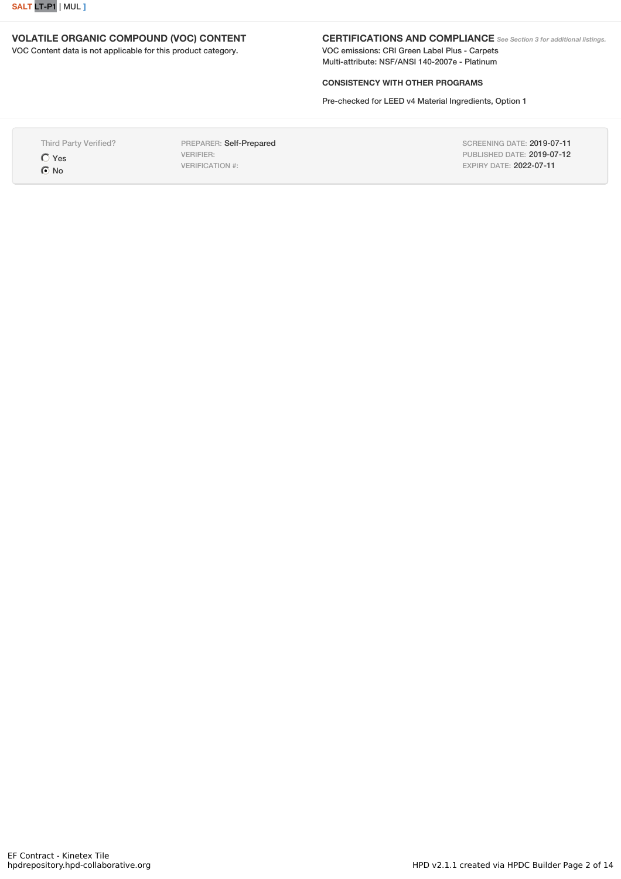SALT LT-P1 | MUL ]

## VOLATILE ORGANIC COMPOUND (VOC) CONTENT

VOC Content data is not applicable for this product category.

## CERTIFICATIONS AND COMPLIANCE *See Section 3 for additional listings.*

VOC emissions: CRI Green Label Plus - Carpets
Multi-attribute: NSF/ANSI 140-2007e - Platinum

### CONSISTENCY WITH OTHER PROGRAMS

Pre-checked for LEED v4 Material Ingredients, Option 1

---

Third Party Verified?
- ○ Yes
- ◉ No

PREPARER: Self-Prepared
VERIFIER:
VERIFICATION #:

SCREENING DATE: 2019-07-11
PUBLISHED DATE: 2019-07-12
EXPIRY DATE: 2022-07-11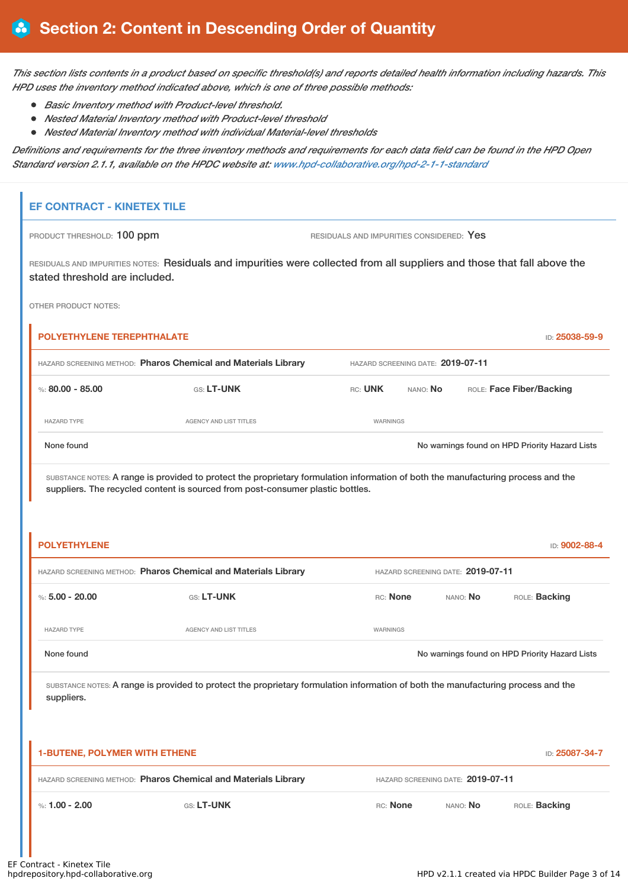# Section 2: Content in Descending Order of Quantity

*This section lists contents in a product based on specific threshold(s) and reports detailed health information including hazards. This HPD uses the inventory method indicated above, which is one of three possible methods:*

- *Basic Inventory method with Product-level threshold.*
- *Nested Material Inventory method with Product-level threshold*
- *Nested Material Inventory method with individual Material-level thresholds*

*Definitions and requirements for the three inventory methods and requirements for each data field can be found in the HPD Open Standard version 2.1.1, available on the HPDC website at: www.hpd-collaborative.org/hpd-2-1-1-standard*

## EF CONTRACT - KINETEX TILE

PRODUCT THRESHOLD: **100 ppm**

RESIDUALS AND IMPURITIES CONSIDERED: **Yes**

RESIDUALS AND IMPURITIES NOTES: Residuals and impurities were collected from all suppliers and those that fall above the stated threshold are included.

OTHER PRODUCT NOTES:

### POLYETHYLENE TEREPHTHALATE

ID: **25038-59-9**

HAZARD SCREENING METHOD: **Pharos Chemical and Materials Library**

HAZARD SCREENING DATE: **2019-07-11**

%: **80.00 - 85.00** | GS: **LT-UNK** | RC: **UNK** | NANO: **No** | ROLE: **Face Fiber/Backing**

| HAZARD TYPE | AGENCY AND LIST TITLES | WARNINGS |
|---|---|---|
| None found | | No warnings found on HPD Priority Hazard Lists |

SUBSTANCE NOTES: A range is provided to protect the proprietary formulation information of both the manufacturing process and the suppliers. The recycled content is sourced from post-consumer plastic bottles.

### POLYETHYLENE

ID: **9002-88-4**

HAZARD SCREENING METHOD: **Pharos Chemical and Materials Library**

HAZARD SCREENING DATE: **2019-07-11**

%: **5.00 - 20.00** | GS: **LT-UNK** | RC: **None** | NANO: **No** | ROLE: **Backing**

| HAZARD TYPE | AGENCY AND LIST TITLES | WARNINGS |
|---|---|---|
| None found | | No warnings found on HPD Priority Hazard Lists |

SUBSTANCE NOTES: A range is provided to protect the proprietary formulation information of both the manufacturing process and the suppliers.

### 1-BUTENE, POLYMER WITH ETHENE

ID: **25087-34-7**

HAZARD SCREENING METHOD: **Pharos Chemical and Materials Library**

HAZARD SCREENING DATE: **2019-07-11**

%: **1.00 - 2.00** | GS: **LT-UNK** | RC: **None** | NANO: **No** | ROLE: **Backing**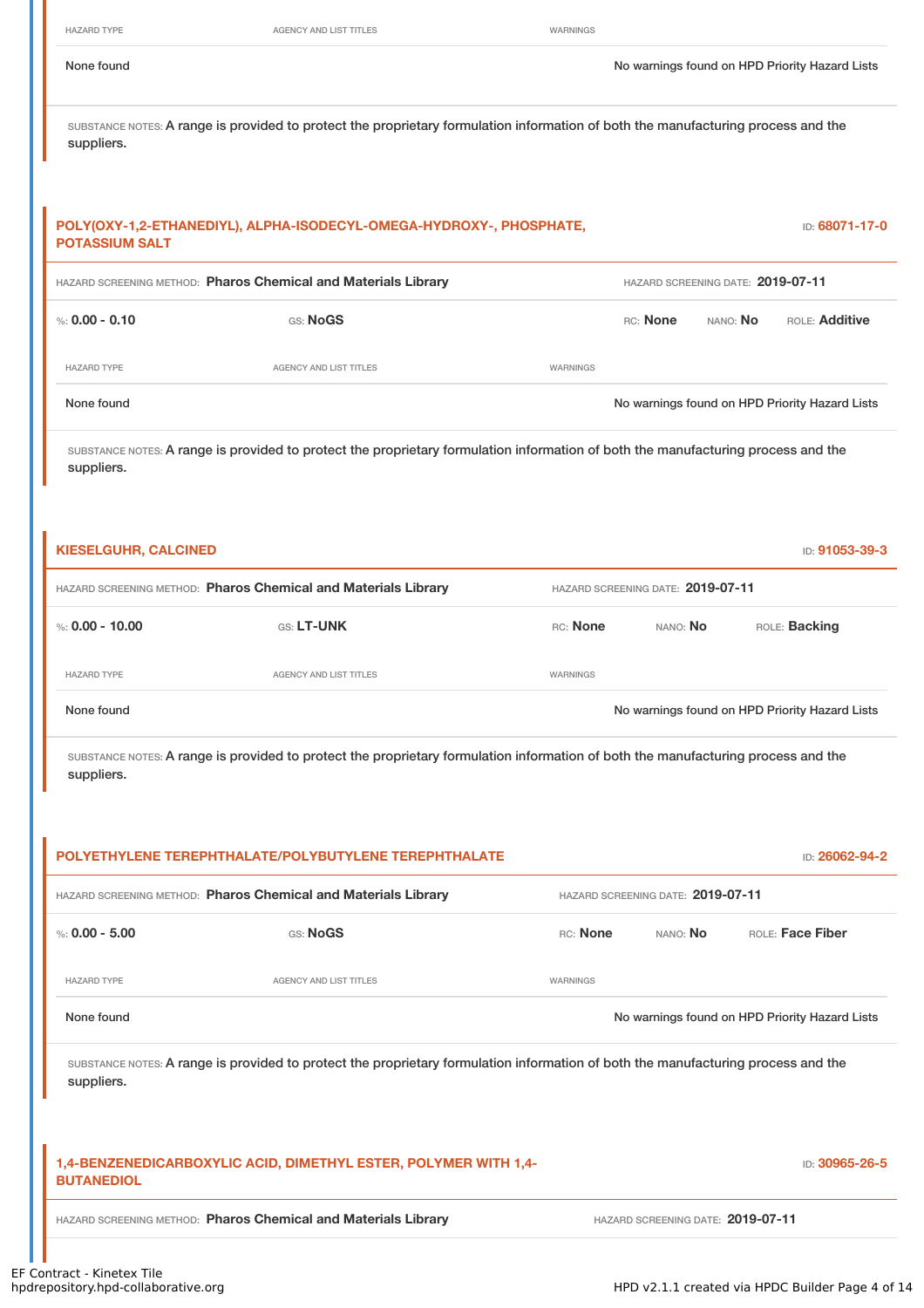| HAZARD TYPE | AGENCY AND LIST TITLES | WARNINGS |
|---|---|---|
| None found | | No warnings found on HPD Priority Hazard Lists |

SUBSTANCE NOTES: A range is provided to protect the proprietary formulation information of both the manufacturing process and the suppliers.

### POLY(OXY-1,2-ETHANEDIYL), ALPHA-ISODECYL-OMEGA-HYDROXY-, PHOSPHATE, POTASSIUM SALT

ID: 68071-17-0

HAZARD SCREENING METHOD: **Pharos Chemical and Materials Library** HAZARD SCREENING DATE: **2019-07-11**

%: **0.00 - 0.10** GS: **NoGS** RC: **None** NANO: **No** ROLE: **Additive**

| HAZARD TYPE | AGENCY AND LIST TITLES | WARNINGS |
|---|---|---|
| None found | | No warnings found on HPD Priority Hazard Lists |

SUBSTANCE NOTES: A range is provided to protect the proprietary formulation information of both the manufacturing process and the suppliers.

### KIESELGUHR, CALCINED

ID: 91053-39-3

HAZARD SCREENING METHOD: **Pharos Chemical and Materials Library** HAZARD SCREENING DATE: **2019-07-11**

%: **0.00 - 10.00** GS: **LT-UNK** RC: **None** NANO: **No** ROLE: **Backing**

| HAZARD TYPE | AGENCY AND LIST TITLES | WARNINGS |
|---|---|---|
| None found | | No warnings found on HPD Priority Hazard Lists |

SUBSTANCE NOTES: A range is provided to protect the proprietary formulation information of both the manufacturing process and the suppliers.

### POLYETHYLENE TEREPHTHALATE/POLYBUTYLENE TEREPHTHALATE

ID: 26062-94-2

HAZARD SCREENING METHOD: **Pharos Chemical and Materials Library** HAZARD SCREENING DATE: **2019-07-11**

%: **0.00 - 5.00** GS: **NoGS** RC: **None** NANO: **No** ROLE: **Face Fiber**

| HAZARD TYPE | AGENCY AND LIST TITLES | WARNINGS |
|---|---|---|
| None found | | No warnings found on HPD Priority Hazard Lists |

SUBSTANCE NOTES: A range is provided to protect the proprietary formulation information of both the manufacturing process and the suppliers.

### 1,4-BENZENEDICARBOXYLIC ACID, DIMETHYL ESTER, POLYMER WITH 1,4-BUTANEDIOL

ID: 30965-26-5

HAZARD SCREENING METHOD: **Pharos Chemical and Materials Library** HAZARD SCREENING DATE: **2019-07-11**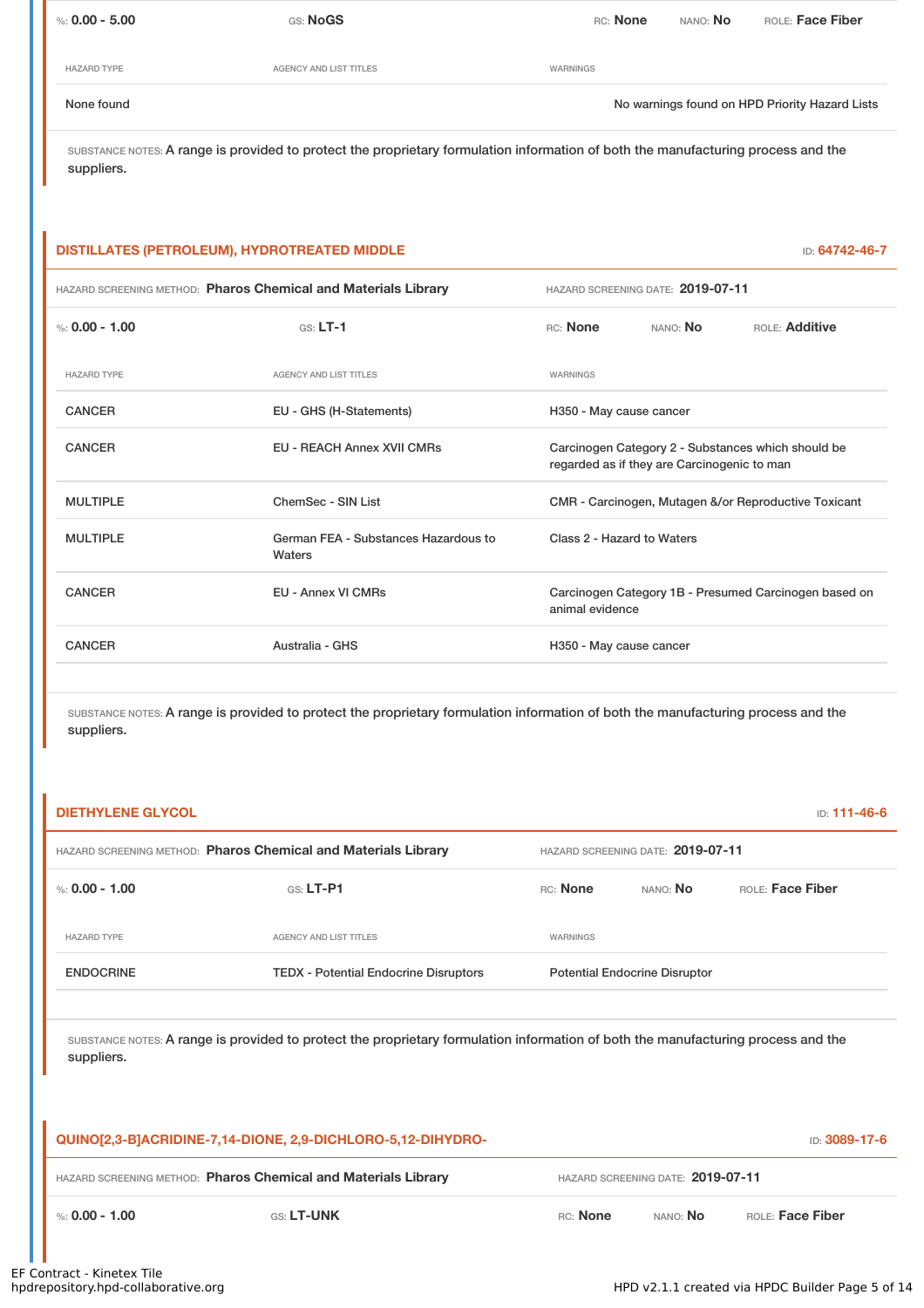%: **0.00 - 5.00** GS: **NoGS** RC: **None** NANO: **No** ROLE: **Face Fiber**

| HAZARD TYPE | AGENCY AND LIST TITLES | WARNINGS |
| --- | --- | --- |
| None found | | No warnings found on HPD Priority Hazard Lists |

SUBSTANCE NOTES: A range is provided to protect the proprietary formulation information of both the manufacturing process and the suppliers.

## DISTILLATES (PETROLEUM), HYDROTREATED MIDDLE

ID: **64742-46-7**

HAZARD SCREENING METHOD: **Pharos Chemical and Materials Library** HAZARD SCREENING DATE: **2019-07-11**

%: **0.00 - 1.00** GS: **LT-1** RC: **None** NANO: **No** ROLE: **Additive**

| HAZARD TYPE | AGENCY AND LIST TITLES | WARNINGS |
| --- | --- | --- |
| CANCER | EU - GHS (H-Statements) | H350 - May cause cancer |
| CANCER | EU - REACH Annex XVII CMRs | Carcinogen Category 2 - Substances which should be regarded as if they are Carcinogenic to man |
| MULTIPLE | ChemSec - SIN List | CMR - Carcinogen, Mutagen &/or Reproductive Toxicant |
| MULTIPLE | German FEA - Substances Hazardous to Waters | Class 2 - Hazard to Waters |
| CANCER | EU - Annex VI CMRs | Carcinogen Category 1B - Presumed Carcinogen based on animal evidence |
| CANCER | Australia - GHS | H350 - May cause cancer |

SUBSTANCE NOTES: A range is provided to protect the proprietary formulation information of both the manufacturing process and the suppliers.

## DIETHYLENE GLYCOL

ID: **111-46-6**

HAZARD SCREENING METHOD: **Pharos Chemical and Materials Library** HAZARD SCREENING DATE: **2019-07-11**

%: **0.00 - 1.00** GS: **LT-P1** RC: **None** NANO: **No** ROLE: **Face Fiber**

| HAZARD TYPE | AGENCY AND LIST TITLES | WARNINGS |
| --- | --- | --- |
| ENDOCRINE | TEDX - Potential Endocrine Disruptors | Potential Endocrine Disruptor |

SUBSTANCE NOTES: A range is provided to protect the proprietary formulation information of both the manufacturing process and the suppliers.

## QUINO[2,3-B]ACRIDINE-7,14-DIONE, 2,9-DICHLORO-5,12-DIHYDRO-

ID: **3089-17-6**

HAZARD SCREENING METHOD: **Pharos Chemical and Materials Library** HAZARD SCREENING DATE: **2019-07-11**

%: **0.00 - 1.00** GS: **LT-UNK** RC: **None** NANO: **No** ROLE: **Face Fiber**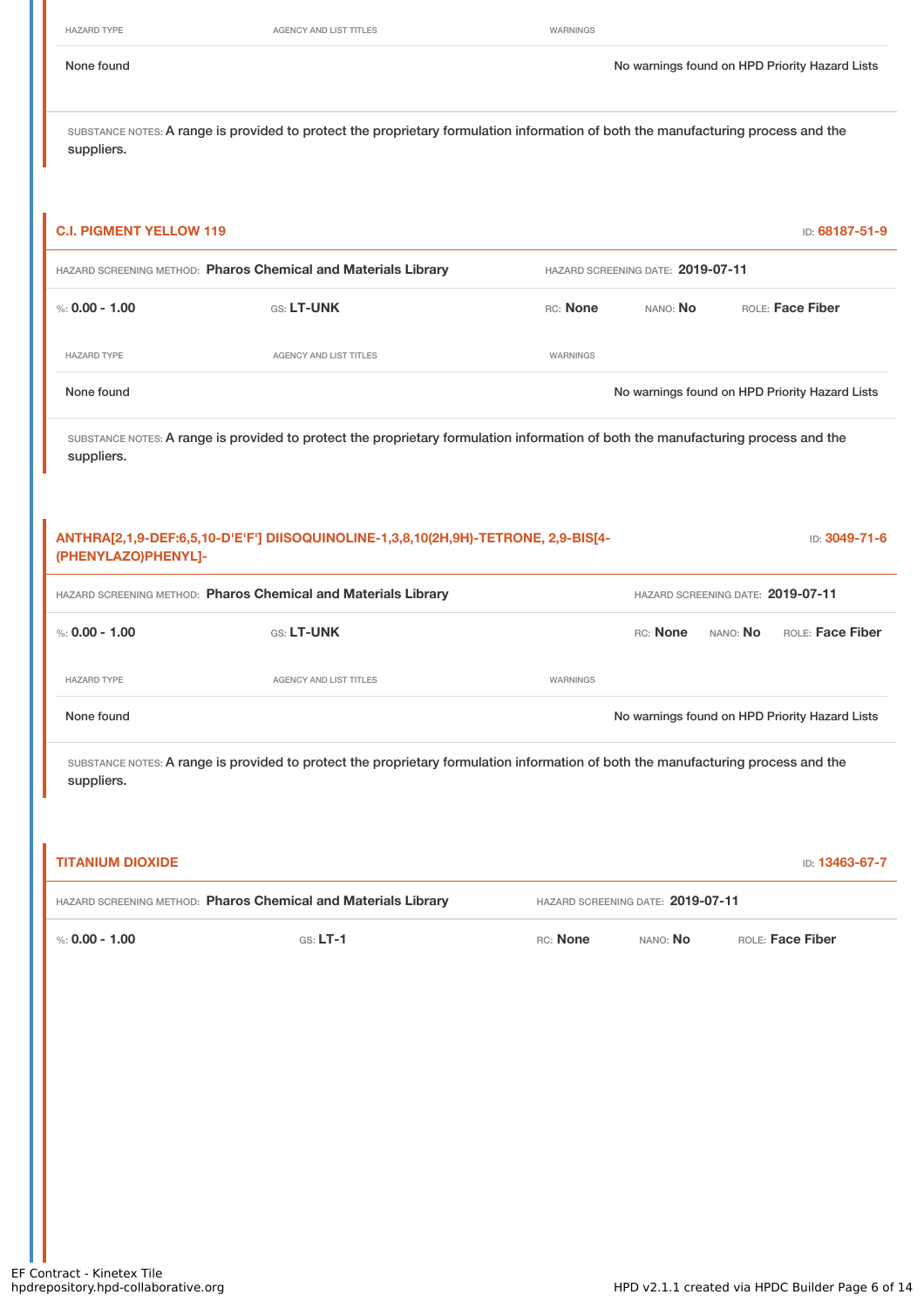| HAZARD TYPE | AGENCY AND LIST TITLES | WARNINGS |
|---|---|---|
| None found | | No warnings found on HPD Priority Hazard Lists |

SUBSTANCE NOTES: A range is provided to protect the proprietary formulation information of both the manufacturing process and the suppliers.

### C.I. PIGMENT YELLOW 119

ID: 68187-51-9

HAZARD SCREENING METHOD: **Pharos Chemical and Materials Library** HAZARD SCREENING DATE: **2019-07-11**

%: **0.00 - 1.00** GS: **LT-UNK** RC: **None** NANO: **No** ROLE: **Face Fiber**

| HAZARD TYPE | AGENCY AND LIST TITLES | WARNINGS |
|---|---|---|
| None found | | No warnings found on HPD Priority Hazard Lists |

SUBSTANCE NOTES: A range is provided to protect the proprietary formulation information of both the manufacturing process and the suppliers.

### ANTHRA[2,1,9-DEF:6,5,10-D'E'F'] DIISOQUINOLINE-1,3,8,10(2H,9H)-TETRONE, 2,9-BIS[4-(PHENYLAZO)PHENYL]-

ID: 3049-71-6

HAZARD SCREENING METHOD: **Pharos Chemical and Materials Library** HAZARD SCREENING DATE: **2019-07-11**

%: **0.00 - 1.00** GS: **LT-UNK** RC: **None** NANO: **No** ROLE: **Face Fiber**

| HAZARD TYPE | AGENCY AND LIST TITLES | WARNINGS |
|---|---|---|
| None found | | No warnings found on HPD Priority Hazard Lists |

SUBSTANCE NOTES: A range is provided to protect the proprietary formulation information of both the manufacturing process and the suppliers.

### TITANIUM DIOXIDE

ID: 13463-67-7

HAZARD SCREENING METHOD: **Pharos Chemical and Materials Library** HAZARD SCREENING DATE: **2019-07-11**

%: **0.00 - 1.00** GS: **LT-1** RC: **None** NANO: **No** ROLE: **Face Fiber**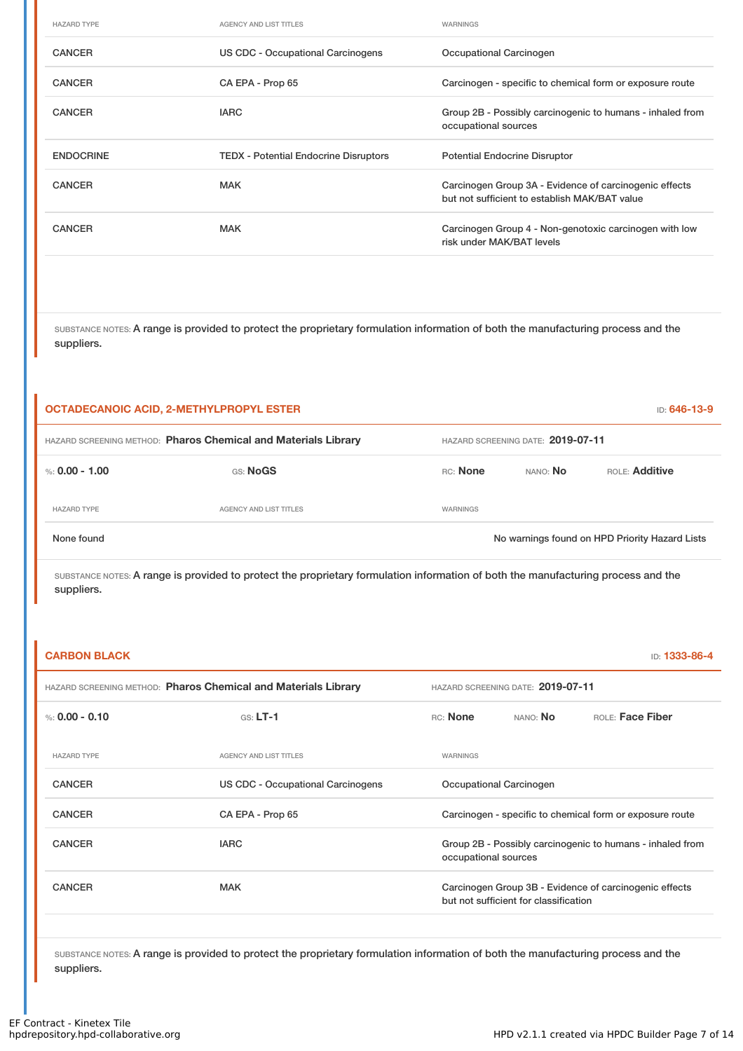| HAZARD TYPE | AGENCY AND LIST TITLES | WARNINGS |
|---|---|---|
| CANCER | US CDC - Occupational Carcinogens | Occupational Carcinogen |
| CANCER | CA EPA - Prop 65 | Carcinogen - specific to chemical form or exposure route |
| CANCER | IARC | Group 2B - Possibly carcinogenic to humans - inhaled from occupational sources |
| ENDOCRINE | TEDX - Potential Endocrine Disruptors | Potential Endocrine Disruptor |
| CANCER | MAK | Carcinogen Group 3A - Evidence of carcinogenic effects but not sufficient to establish MAK/BAT value |
| CANCER | MAK | Carcinogen Group 4 - Non-genotoxic carcinogen with low risk under MAK/BAT levels |

SUBSTANCE NOTES: A range is provided to protect the proprietary formulation information of both the manufacturing process and the suppliers.

## OCTADECANOIC ACID, 2-METHYLPROPYL ESTER

ID: 646-13-9

HAZARD SCREENING METHOD: **Pharos Chemical and Materials Library** HAZARD SCREENING DATE: **2019-07-11**

%: **0.00 - 1.00** GS: **NoGS** RC: **None** NANO: **No** ROLE: **Additive**

| HAZARD TYPE | AGENCY AND LIST TITLES | WARNINGS |
|---|---|---|
| None found | | No warnings found on HPD Priority Hazard Lists |

SUBSTANCE NOTES: A range is provided to protect the proprietary formulation information of both the manufacturing process and the suppliers.

## CARBON BLACK

ID: 1333-86-4

HAZARD SCREENING METHOD: **Pharos Chemical and Materials Library** HAZARD SCREENING DATE: **2019-07-11**

%: **0.00 - 0.10** GS: **LT-1** RC: **None** NANO: **No** ROLE: **Face Fiber**

| HAZARD TYPE | AGENCY AND LIST TITLES | WARNINGS |
|---|---|---|
| CANCER | US CDC - Occupational Carcinogens | Occupational Carcinogen |
| CANCER | CA EPA - Prop 65 | Carcinogen - specific to chemical form or exposure route |
| CANCER | IARC | Group 2B - Possibly carcinogenic to humans - inhaled from occupational sources |
| CANCER | MAK | Carcinogen Group 3B - Evidence of carcinogenic effects but not sufficient for classification |

SUBSTANCE NOTES: A range is provided to protect the proprietary formulation information of both the manufacturing process and the suppliers.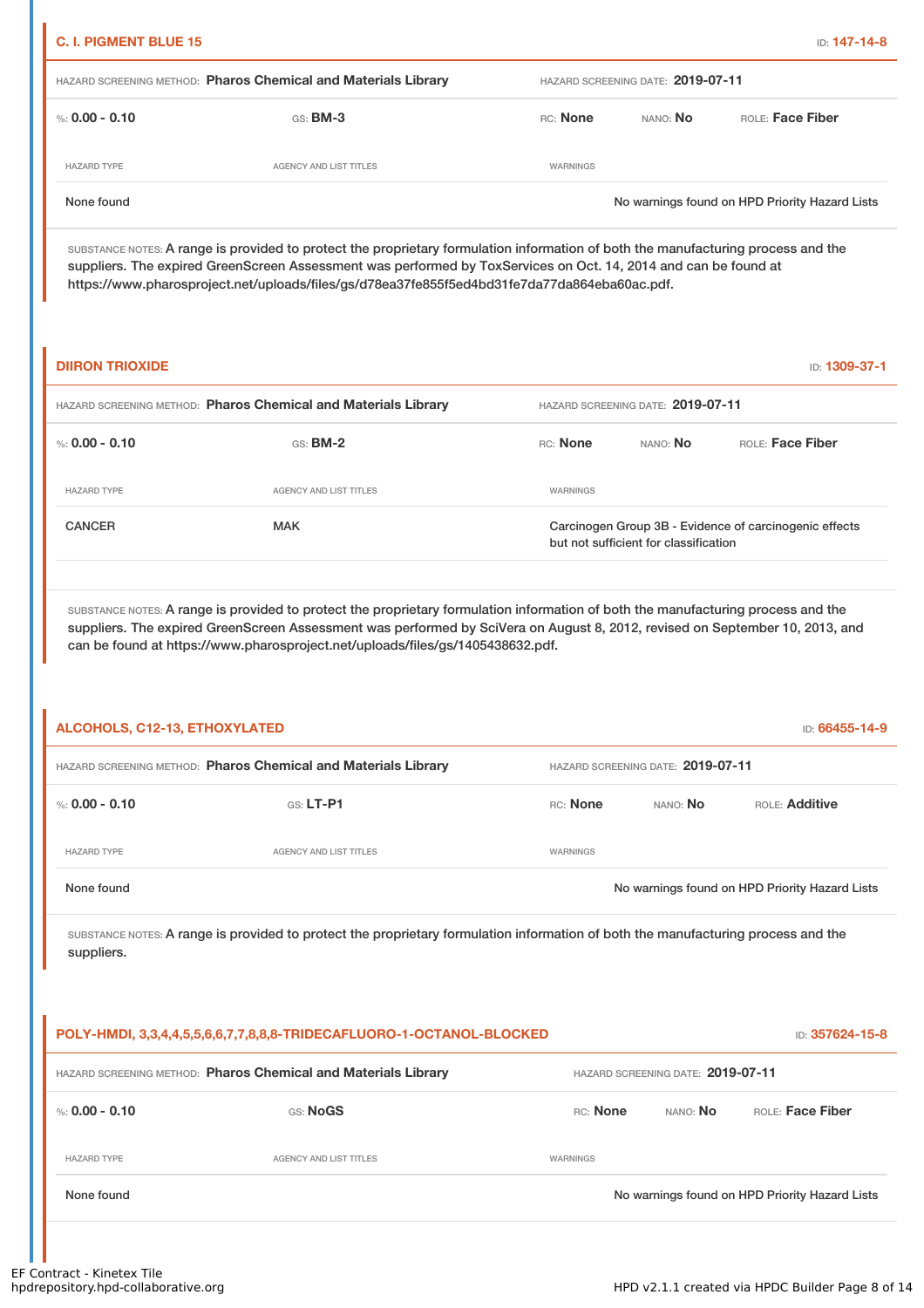## C. I. PIGMENT BLUE 15

ID: 147-14-8

HAZARD SCREENING METHOD: **Pharos Chemical and Materials Library** HAZARD SCREENING DATE: **2019-07-11**

%: **0.00 - 0.10** GS: **BM-3** RC: **None** NANO: **No** ROLE: **Face Fiber**

| HAZARD TYPE | AGENCY AND LIST TITLES | WARNINGS |
|---|---|---|
| None found | | No warnings found on HPD Priority Hazard Lists |

SUBSTANCE NOTES: A range is provided to protect the proprietary formulation information of both the manufacturing process and the suppliers. The expired GreenScreen Assessment was performed by ToxServices on Oct. 14, 2014 and can be found at https://www.pharosproject.net/uploads/files/gs/d78ea37fe855f5ed4bd31fe7da77da864eba60ac.pdf.

## DIIRON TRIOXIDE

ID: 1309-37-1

HAZARD SCREENING METHOD: **Pharos Chemical and Materials Library** HAZARD SCREENING DATE: **2019-07-11**

%: **0.00 - 0.10** GS: **BM-2** RC: **None** NANO: **No** ROLE: **Face Fiber**

| HAZARD TYPE | AGENCY AND LIST TITLES | WARNINGS |
|---|---|---|
| CANCER | MAK | Carcinogen Group 3B - Evidence of carcinogenic effects but not sufficient for classification |

SUBSTANCE NOTES: A range is provided to protect the proprietary formulation information of both the manufacturing process and the suppliers. The expired GreenScreen Assessment was performed by SciVera on August 8, 2012, revised on September 10, 2013, and can be found at https://www.pharosproject.net/uploads/files/gs/1405438632.pdf.

## ALCOHOLS, C12-13, ETHOXYLATED

ID: 66455-14-9

HAZARD SCREENING METHOD: **Pharos Chemical and Materials Library** HAZARD SCREENING DATE: **2019-07-11**

%: **0.00 - 0.10** GS: **LT-P1** RC: **None** NANO: **No** ROLE: **Additive**

| HAZARD TYPE | AGENCY AND LIST TITLES | WARNINGS |
|---|---|---|
| None found | | No warnings found on HPD Priority Hazard Lists |

SUBSTANCE NOTES: A range is provided to protect the proprietary formulation information of both the manufacturing process and the suppliers.

## POLY-HMDI, 3,3,4,4,5,5,6,6,7,7,8,8,8-TRIDECAFLUORO-1-OCTANOL-BLOCKED

ID: 357624-15-8

HAZARD SCREENING METHOD: **Pharos Chemical and Materials Library** HAZARD SCREENING DATE: **2019-07-11**

%: **0.00 - 0.10** GS: **NoGS** RC: **None** NANO: **No** ROLE: **Face Fiber**

| HAZARD TYPE | AGENCY AND LIST TITLES | WARNINGS |
|---|---|---|
| None found | | No warnings found on HPD Priority Hazard Lists |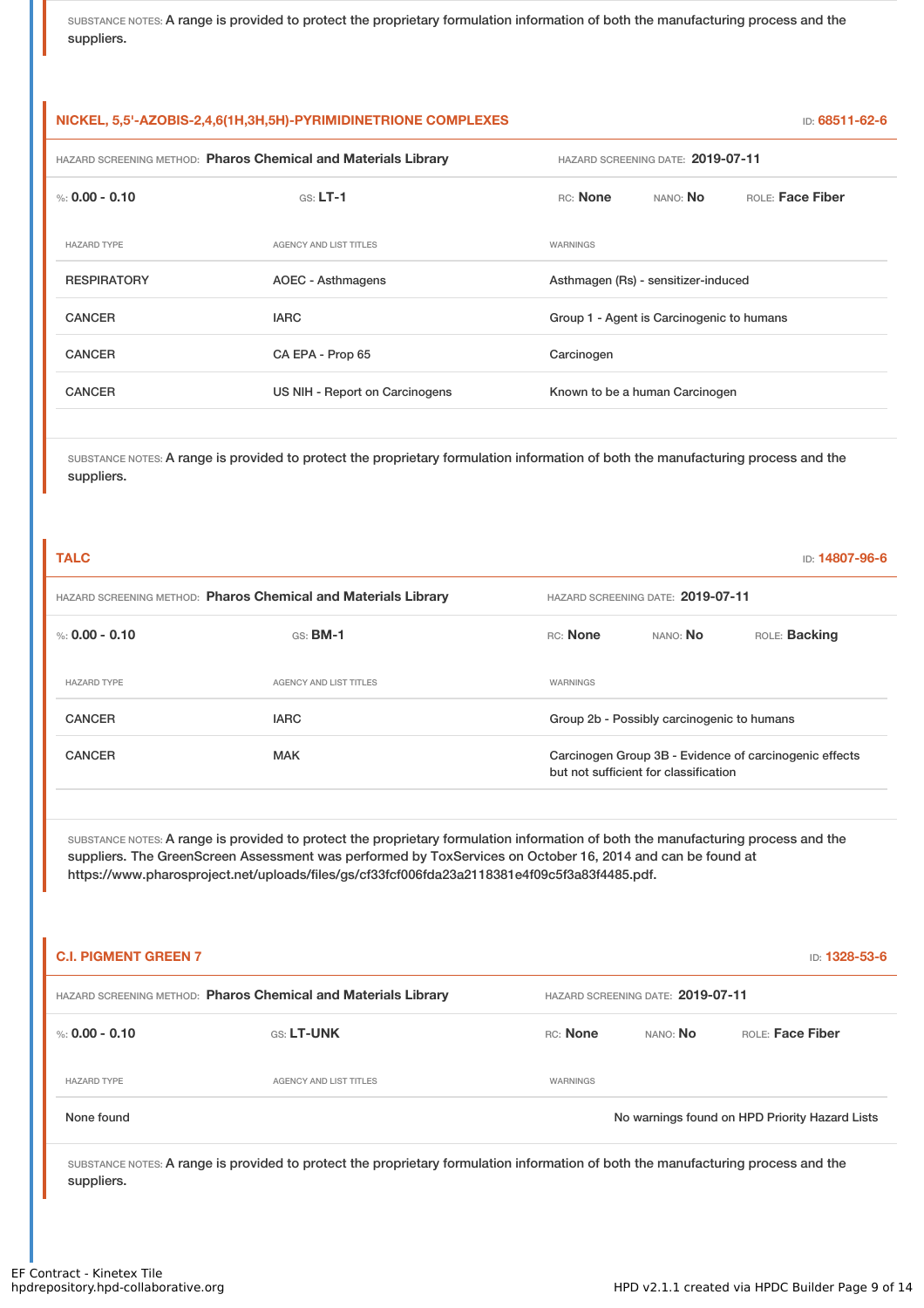SUBSTANCE NOTES: A range is provided to protect the proprietary formulation information of both the manufacturing process and the suppliers.

## NICKEL, 5,5'-AZOBIS-2,4,6(1H,3H,5H)-PYRIMIDINETRIONE COMPLEXES

ID: 68511-62-6

HAZARD SCREENING METHOD: **Pharos Chemical and Materials Library** HAZARD SCREENING DATE: **2019-07-11**

%: **0.00 - 0.10** GS: **LT-1** RC: **None** NANO: **No** ROLE: **Face Fiber**

| HAZARD TYPE | AGENCY AND LIST TITLES | WARNINGS |
|---|---|---|
| RESPIRATORY | AOEC - Asthmagens | Asthmagen (Rs) - sensitizer-induced |
| CANCER | IARC | Group 1 - Agent is Carcinogenic to humans |
| CANCER | CA EPA - Prop 65 | Carcinogen |
| CANCER | US NIH - Report on Carcinogens | Known to be a human Carcinogen |

SUBSTANCE NOTES: A range is provided to protect the proprietary formulation information of both the manufacturing process and the suppliers.

## TALC

ID: 14807-96-6

HAZARD SCREENING METHOD: **Pharos Chemical and Materials Library** HAZARD SCREENING DATE: **2019-07-11**

%: **0.00 - 0.10** GS: **BM-1** RC: **None** NANO: **No** ROLE: **Backing**

| HAZARD TYPE | AGENCY AND LIST TITLES | WARNINGS |
|---|---|---|
| CANCER | IARC | Group 2b - Possibly carcinogenic to humans |
| CANCER | MAK | Carcinogen Group 3B - Evidence of carcinogenic effects but not sufficient for classification |

SUBSTANCE NOTES: A range is provided to protect the proprietary formulation information of both the manufacturing process and the suppliers. The GreenScreen Assessment was performed by ToxServices on October 16, 2014 and can be found at https://www.pharosproject.net/uploads/files/gs/cf33fcf006fda23a2118381e4f09c5f3a83f4485.pdf.

## C.I. PIGMENT GREEN 7

ID: 1328-53-6

HAZARD SCREENING METHOD: **Pharos Chemical and Materials Library** HAZARD SCREENING DATE: **2019-07-11**

%: **0.00 - 0.10** GS: **LT-UNK** RC: **None** NANO: **No** ROLE: **Face Fiber**

| HAZARD TYPE | AGENCY AND LIST TITLES | WARNINGS |
|---|---|---|
| None found | | No warnings found on HPD Priority Hazard Lists |

SUBSTANCE NOTES: A range is provided to protect the proprietary formulation information of both the manufacturing process and the suppliers.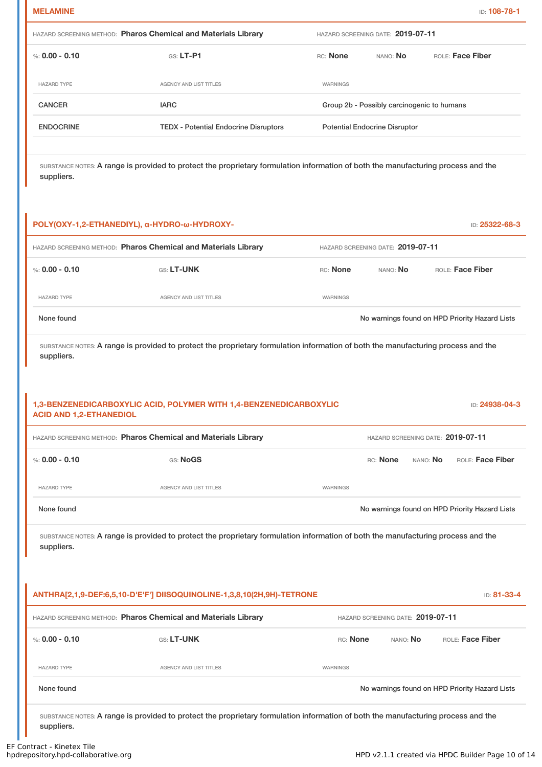## MELAMINE

ID: **108-78-1**

HAZARD SCREENING METHOD: **Pharos Chemical and Materials Library** | HAZARD SCREENING DATE: **2019-07-11**

%: **0.00 - 0.10** | GS: **LT-P1** | RC: **None** | NANO: **No** | ROLE: **Face Fiber**

| HAZARD TYPE | AGENCY AND LIST TITLES | WARNINGS |
|---|---|---|
| CANCER | IARC | Group 2b - Possibly carcinogenic to humans |
| ENDOCRINE | TEDX - Potential Endocrine Disruptors | Potential Endocrine Disruptor |

SUBSTANCE NOTES: A range is provided to protect the proprietary formulation information of both the manufacturing process and the suppliers.

## POLY(OXY-1,2-ETHANEDIYL), α-HYDRO-ω-HYDROXY-

ID: **25322-68-3**

HAZARD SCREENING METHOD: **Pharos Chemical and Materials Library** | HAZARD SCREENING DATE: **2019-07-11**

%: **0.00 - 0.10** | GS: **LT-UNK** | RC: **None** | NANO: **No** | ROLE: **Face Fiber**

| HAZARD TYPE | AGENCY AND LIST TITLES | WARNINGS |
|---|---|---|
| None found | | No warnings found on HPD Priority Hazard Lists |

SUBSTANCE NOTES: A range is provided to protect the proprietary formulation information of both the manufacturing process and the suppliers.

## 1,3-BENZENEDICARBOXYLIC ACID, POLYMER WITH 1,4-BENZENEDICARBOXYLIC ACID AND 1,2-ETHANEDIOL

ID: **24938-04-3**

HAZARD SCREENING METHOD: **Pharos Chemical and Materials Library** | HAZARD SCREENING DATE: **2019-07-11**

%: **0.00 - 0.10** | GS: **NoGS** | RC: **None** | NANO: **No** | ROLE: **Face Fiber**

| HAZARD TYPE | AGENCY AND LIST TITLES | WARNINGS |
|---|---|---|
| None found | | No warnings found on HPD Priority Hazard Lists |

SUBSTANCE NOTES: A range is provided to protect the proprietary formulation information of both the manufacturing process and the suppliers.

## ANTHRA[2,1,9-DEF:6,5,10-D'E'F'] DIISOQUINOLINE-1,3,8,10(2H,9H)-TETRONE

ID: **81-33-4**

HAZARD SCREENING METHOD: **Pharos Chemical and Materials Library** | HAZARD SCREENING DATE: **2019-07-11**

%: **0.00 - 0.10** | GS: **LT-UNK** | RC: **None** | NANO: **No** | ROLE: **Face Fiber**

| HAZARD TYPE | AGENCY AND LIST TITLES | WARNINGS |
|---|---|---|
| None found | | No warnings found on HPD Priority Hazard Lists |

SUBSTANCE NOTES: A range is provided to protect the proprietary formulation information of both the manufacturing process and the suppliers.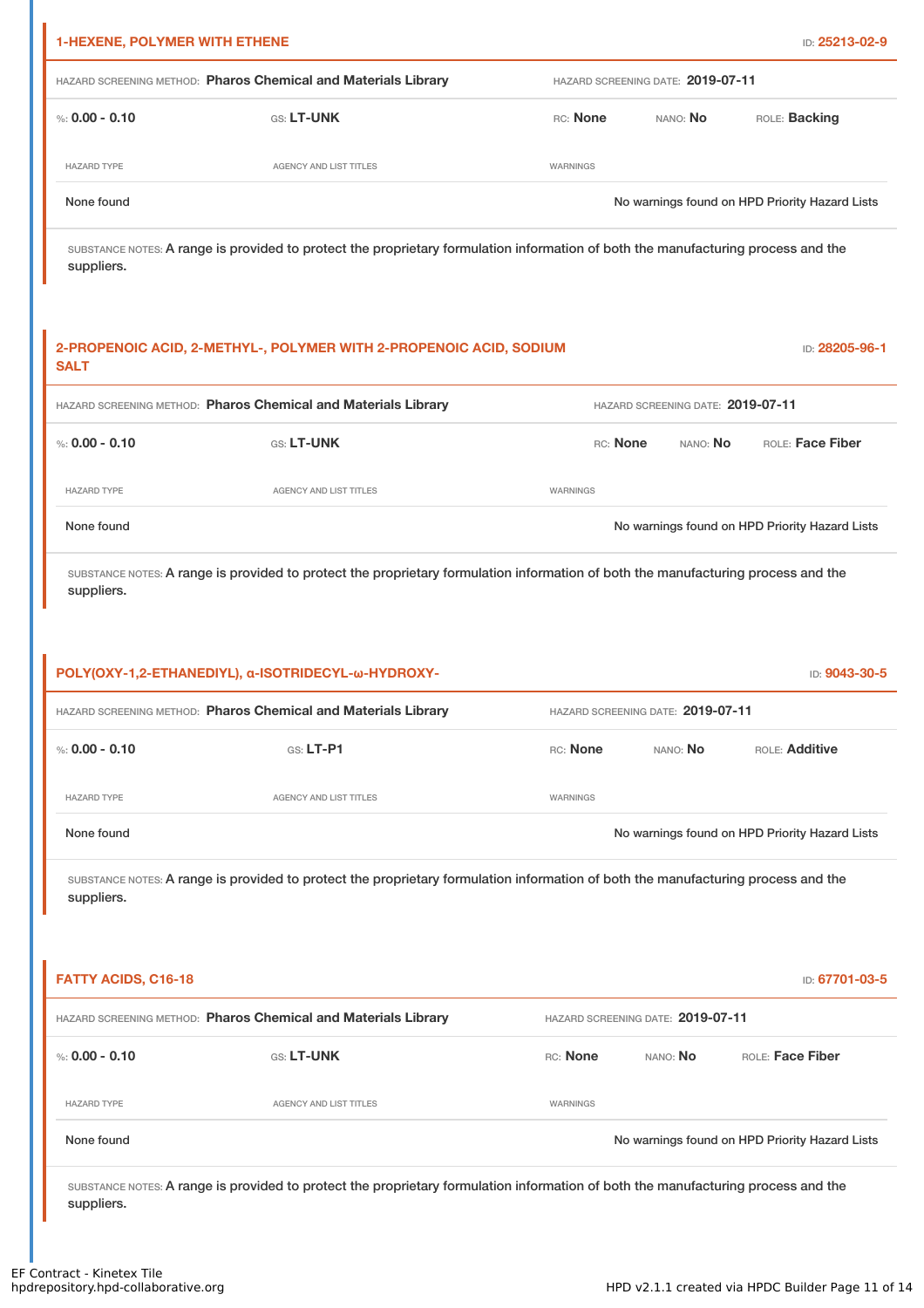### 1-HEXENE, POLYMER WITH ETHENE

ID: 25213-02-9

HAZARD SCREENING METHOD: **Pharos Chemical and Materials Library** HAZARD SCREENING DATE: **2019-07-11**

%: **0.00 - 0.10** GS: **LT-UNK** RC: **None** NANO: **No** ROLE: **Backing**

| HAZARD TYPE | AGENCY AND LIST TITLES | WARNINGS |
|---|---|---|
| None found | | No warnings found on HPD Priority Hazard Lists |

SUBSTANCE NOTES: A range is provided to protect the proprietary formulation information of both the manufacturing process and the suppliers.

### 2-PROPENOIC ACID, 2-METHYL-, POLYMER WITH 2-PROPENOIC ACID, SODIUM SALT

ID: 28205-96-1

HAZARD SCREENING METHOD: **Pharos Chemical and Materials Library** HAZARD SCREENING DATE: **2019-07-11**

%: **0.00 - 0.10** GS: **LT-UNK** RC: **None** NANO: **No** ROLE: **Face Fiber**

| HAZARD TYPE | AGENCY AND LIST TITLES | WARNINGS |
|---|---|---|
| None found | | No warnings found on HPD Priority Hazard Lists |

SUBSTANCE NOTES: A range is provided to protect the proprietary formulation information of both the manufacturing process and the suppliers.

### POLY(OXY-1,2-ETHANEDIYL), α-ISOTRIDECYL-ω-HYDROXY-

ID: 9043-30-5

HAZARD SCREENING METHOD: **Pharos Chemical and Materials Library** HAZARD SCREENING DATE: **2019-07-11**

%: **0.00 - 0.10** GS: **LT-P1** RC: **None** NANO: **No** ROLE: **Additive**

| HAZARD TYPE | AGENCY AND LIST TITLES | WARNINGS |
|---|---|---|
| None found | | No warnings found on HPD Priority Hazard Lists |

SUBSTANCE NOTES: A range is provided to protect the proprietary formulation information of both the manufacturing process and the suppliers.

### FATTY ACIDS, C16-18

ID: 67701-03-5

HAZARD SCREENING METHOD: **Pharos Chemical and Materials Library** HAZARD SCREENING DATE: **2019-07-11**

%: **0.00 - 0.10** GS: **LT-UNK** RC: **None** NANO: **No** ROLE: **Face Fiber**

| HAZARD TYPE | AGENCY AND LIST TITLES | WARNINGS |
|---|---|---|
| None found | | No warnings found on HPD Priority Hazard Lists |

SUBSTANCE NOTES: A range is provided to protect the proprietary formulation information of both the manufacturing process and the suppliers.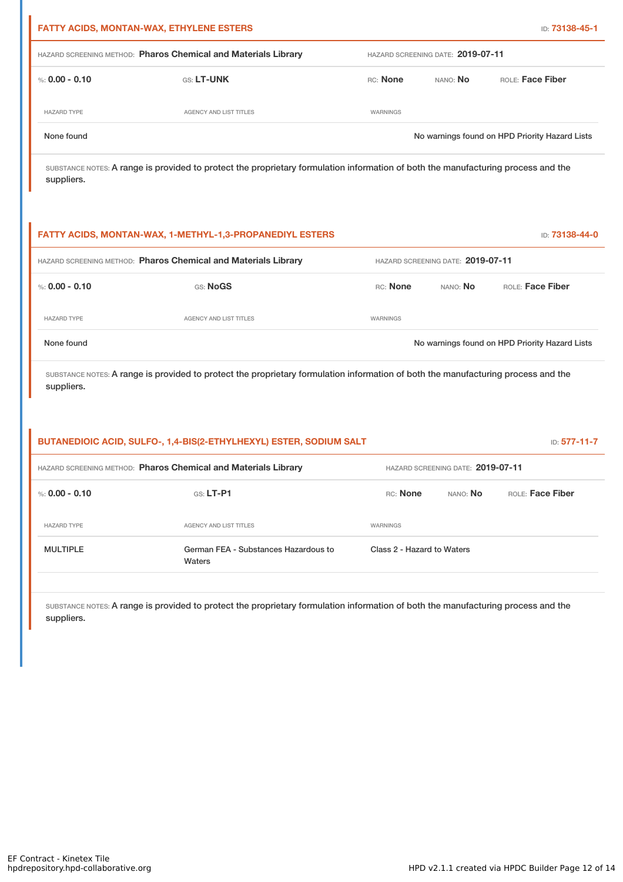## FATTY ACIDS, MONTAN-WAX, ETHYLENE ESTERS

ID: 73138-45-1

HAZARD SCREENING METHOD: **Pharos Chemical and Materials Library** HAZARD SCREENING DATE: **2019-07-11**

%: **0.00 - 0.10** GS: **LT-UNK** RC: **None** NANO: **No** ROLE: **Face Fiber**

| HAZARD TYPE | AGENCY AND LIST TITLES | WARNINGS |
|---|---|---|
| None found | | No warnings found on HPD Priority Hazard Lists |

SUBSTANCE NOTES: A range is provided to protect the proprietary formulation information of both the manufacturing process and the suppliers.

## FATTY ACIDS, MONTAN-WAX, 1-METHYL-1,3-PROPANEDIYL ESTERS

ID: 73138-44-0

HAZARD SCREENING METHOD: **Pharos Chemical and Materials Library** HAZARD SCREENING DATE: **2019-07-11**

%: **0.00 - 0.10** GS: **NoGS** RC: **None** NANO: **No** ROLE: **Face Fiber**

| HAZARD TYPE | AGENCY AND LIST TITLES | WARNINGS |
|---|---|---|
| None found | | No warnings found on HPD Priority Hazard Lists |

SUBSTANCE NOTES: A range is provided to protect the proprietary formulation information of both the manufacturing process and the suppliers.

## BUTANEDIOIC ACID, SULFO-, 1,4-BIS(2-ETHYLHEXYL) ESTER, SODIUM SALT

ID: 577-11-7

HAZARD SCREENING METHOD: **Pharos Chemical and Materials Library** HAZARD SCREENING DATE: **2019-07-11**

%: **0.00 - 0.10** GS: **LT-P1** RC: **None** NANO: **No** ROLE: **Face Fiber**

| HAZARD TYPE | AGENCY AND LIST TITLES | WARNINGS |
|---|---|---|
| MULTIPLE | German FEA - Substances Hazardous to Waters | Class 2 - Hazard to Waters |

SUBSTANCE NOTES: A range is provided to protect the proprietary formulation information of both the manufacturing process and the suppliers.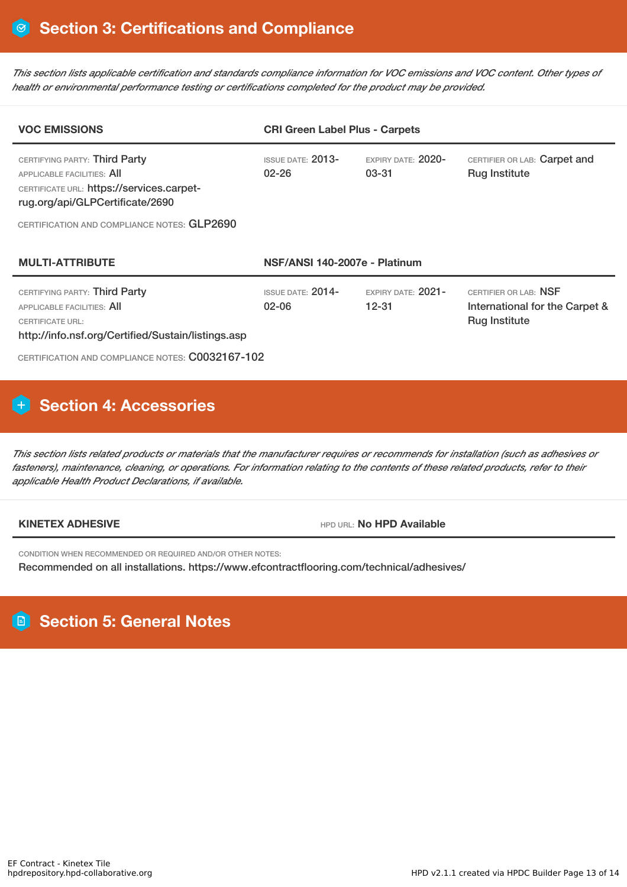## Section 3: Certifications and Compliance

*This section lists applicable certification and standards compliance information for VOC emissions and VOC content. Other types of health or environmental performance testing or certifications completed for the product may be provided.*

| VOC EMISSIONS | CRI Green Label Plus - Carpets | | |
|---|---|---|---|
| CERTIFYING PARTY: Third Party<br>APPLICABLE FACILITIES: All<br>CERTIFICATE URL: https://services.carpet-rug.org/api/GLPCertificate/2690 | ISSUE DATE: 2013-02-26 | EXPIRY DATE: 2020-03-31 | CERTIFIER OR LAB: Carpet and Rug Institute |

CERTIFICATION AND COMPLIANCE NOTES: GLP2690

| MULTI-ATTRIBUTE | NSF/ANSI 140-2007e - Platinum | | |
|---|---|---|---|
| CERTIFYING PARTY: Third Party<br>APPLICABLE FACILITIES: All<br>CERTIFICATE URL: http://info.nsf.org/Certified/Sustain/listings.asp | ISSUE DATE: 2014-02-06 | EXPIRY DATE: 2021-12-31 | CERTIFIER OR LAB: NSF International for the Carpet & Rug Institute |

CERTIFICATION AND COMPLIANCE NOTES: C0032167-102

## Section 4: Accessories

*This section lists related products or materials that the manufacturer requires or recommends for installation (such as adhesives or fasteners), maintenance, cleaning, or operations. For information relating to the contents of these related products, refer to their applicable Health Product Declarations, if available.*

| KINETEX ADHESIVE | HPD URL: No HPD Available |
|---|---|

CONDITION WHEN RECOMMENDED OR REQUIRED AND/OR OTHER NOTES:

Recommended on all installations. https://www.efcontractflooring.com/technical/adhesives/

## Section 5: General Notes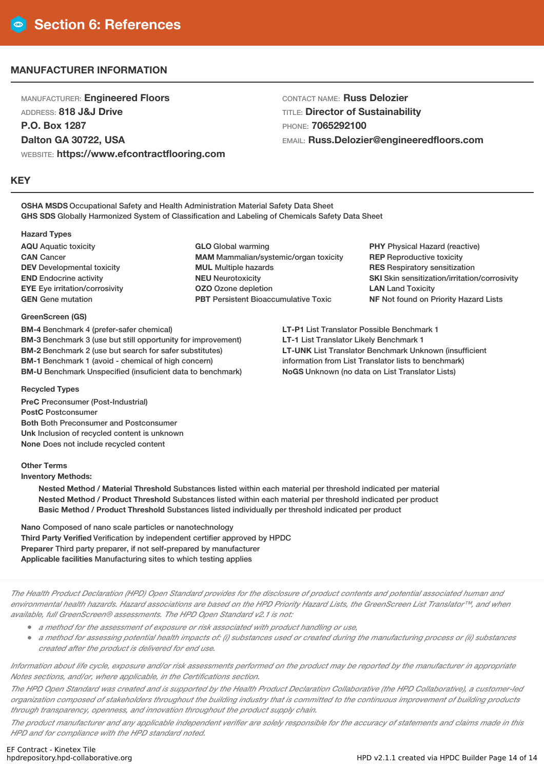# Section 6: References

## MANUFACTURER INFORMATION

MANUFACTURER: **Engineered Floors**
ADDRESS: **818 J&J Drive**
**P.O. Box 1287**
**Dalton GA 30722, USA**
WEBSITE: **https://www.efcontractflooring.com**

CONTACT NAME: **Russ Delozier**
TITLE: **Director of Sustainability**
PHONE: **7065292100**
EMAIL: **Russ.Delozier@engineeredfloors.com**

## KEY

**OSHA MSDS** Occupational Safety and Health Administration Material Safety Data Sheet
**GHS SDS** Globally Harmonized System of Classification and Labeling of Chemicals Safety Data Sheet

**Hazard Types**

**AQU** Aquatic toxicity
**CAN** Cancer
**DEV** Developmental toxicity
**END** Endocrine activity
**EYE** Eye irritation/corrosivity
**GEN** Gene mutation
**GLO** Global warming
**MAM** Mammalian/systemic/organ toxicity
**MUL** Multiple hazards
**NEU** Neurotoxicity
**OZO** Ozone depletion
**PBT** Persistent Bioaccumulative Toxic
**PHY** Physical Hazard (reactive)
**REP** Reproductive toxicity
**RES** Respiratory sensitization
**SKI** Skin sensitization/irritation/corrosivity
**LAN** Land Toxicity
**NF** Not found on Priority Hazard Lists

**GreenScreen (GS)**

**BM-4** Benchmark 4 (prefer-safer chemical)
**BM-3** Benchmark 3 (use but still opportunity for improvement)
**BM-2** Benchmark 2 (use but search for safer substitutes)
**BM-1** Benchmark 1 (avoid - chemical of high concern)
**BM-U** Benchmark Unspecified (insuficient data to benchmark)
**LT-P1** List Translator Possible Benchmark 1
**LT-1** List Translator Likely Benchmark 1
**LT-UNK** List Translator Benchmark Unknown (insufficient information from List Translator lists to benchmark)
**NoGS** Unknown (no data on List Translator Lists)

**Recycled Types**

**PreC** Preconsumer (Post-Industrial)
**PostC** Postconsumer
**Both** Both Preconsumer and Postconsumer
**Unk** Inclusion of recycled content is unknown
**None** Does not include recycled content

**Other Terms**
**Inventory Methods:**

- **Nested Method / Material Threshold** Substances listed within each material per threshold indicated per material
- **Nested Method / Product Threshold** Substances listed within each material per threshold indicated per product
- **Basic Method / Product Threshold** Substances listed individually per threshold indicated per product

**Nano** Composed of nano scale particles or nanotechnology
**Third Party Verified** Verification by independent certifier approved by HPDC
**Preparer** Third party preparer, if not self-prepared by manufacturer
**Applicable facilities** Manufacturing sites to which testing applies

*The Health Product Declaration (HPD) Open Standard provides for the disclosure of product contents and potential associated human and environmental health hazards. Hazard associations are based on the HPD Priority Hazard Lists, the GreenScreen List Translator™, and when available, full GreenScreen® assessments. The HPD Open Standard v2.1 is not:*

- *a method for the assessment of exposure or risk associated with product handling or use,*
- *a method for assessing potential health impacts of: (i) substances used or created during the manufacturing process or (ii) substances created after the product is delivered for end use.*

*Information about life cycle, exposure and/or risk assessments performed on the product may be reported by the manufacturer in appropriate Notes sections, and/or, where applicable, in the Certifications section.*

*The HPD Open Standard was created and is supported by the Health Product Declaration Collaborative (the HPD Collaborative), a customer-led organization composed of stakeholders throughout the building industry that is committed to the continuous improvement of building products through transparency, openness, and innovation throughout the product supply chain.*

*The product manufacturer and any applicable independent verifier are solely responsible for the accuracy of statements and claims made in this HPD and for compliance with the HPD standard noted.*